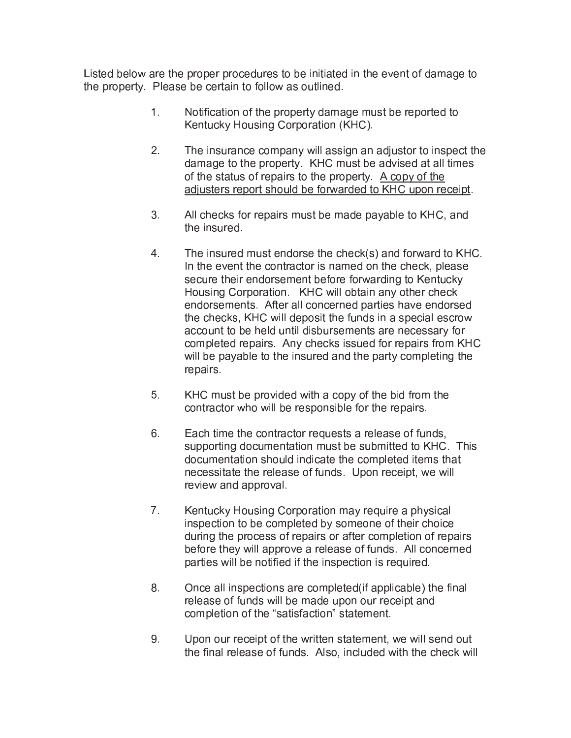Listed below are the proper procedures to be initiated in the event of damage to the property. Please be certain to follow as outlined.

1. Notification of the property damage must be reported to Kentucky Housing Corporation (KHC).

2. The insurance company will assign an adjustor to inspect the damage to the property. KHC must be advised at all times of the status of repairs to the property. <u>A copy of the adjusters report should be forwarded to KHC upon receipt</u>.

3. All checks for repairs must be made payable to KHC, and the insured.

4. The insured must endorse the check(s) and forward to KHC. In the event the contractor is named on the check, please secure their endorsement before forwarding to Kentucky Housing Corporation. KHC will obtain any other check endorsements. After all concerned parties have endorsed the checks, KHC will deposit the funds in a special escrow account to be held until disbursements are necessary for completed repairs. Any checks issued for repairs from KHC will be payable to the insured and the party completing the repairs.

5. KHC must be provided with a copy of the bid from the contractor who will be responsible for the repairs.

6. Each time the contractor requests a release of funds, supporting documentation must be submitted to KHC. This documentation should indicate the completed items that necessitate the release of funds. Upon receipt, we will review and approval.

7. Kentucky Housing Corporation may require a physical inspection to be completed by someone of their choice during the process of repairs or after completion of repairs before they will approve a release of funds. All concerned parties will be notified if the inspection is required.

8. Once all inspections are completed(if applicable) the final release of funds will be made upon our receipt and completion of the "satisfaction" statement.

9. Upon our receipt of the written statement, we will send out the final release of funds. Also, included with the check will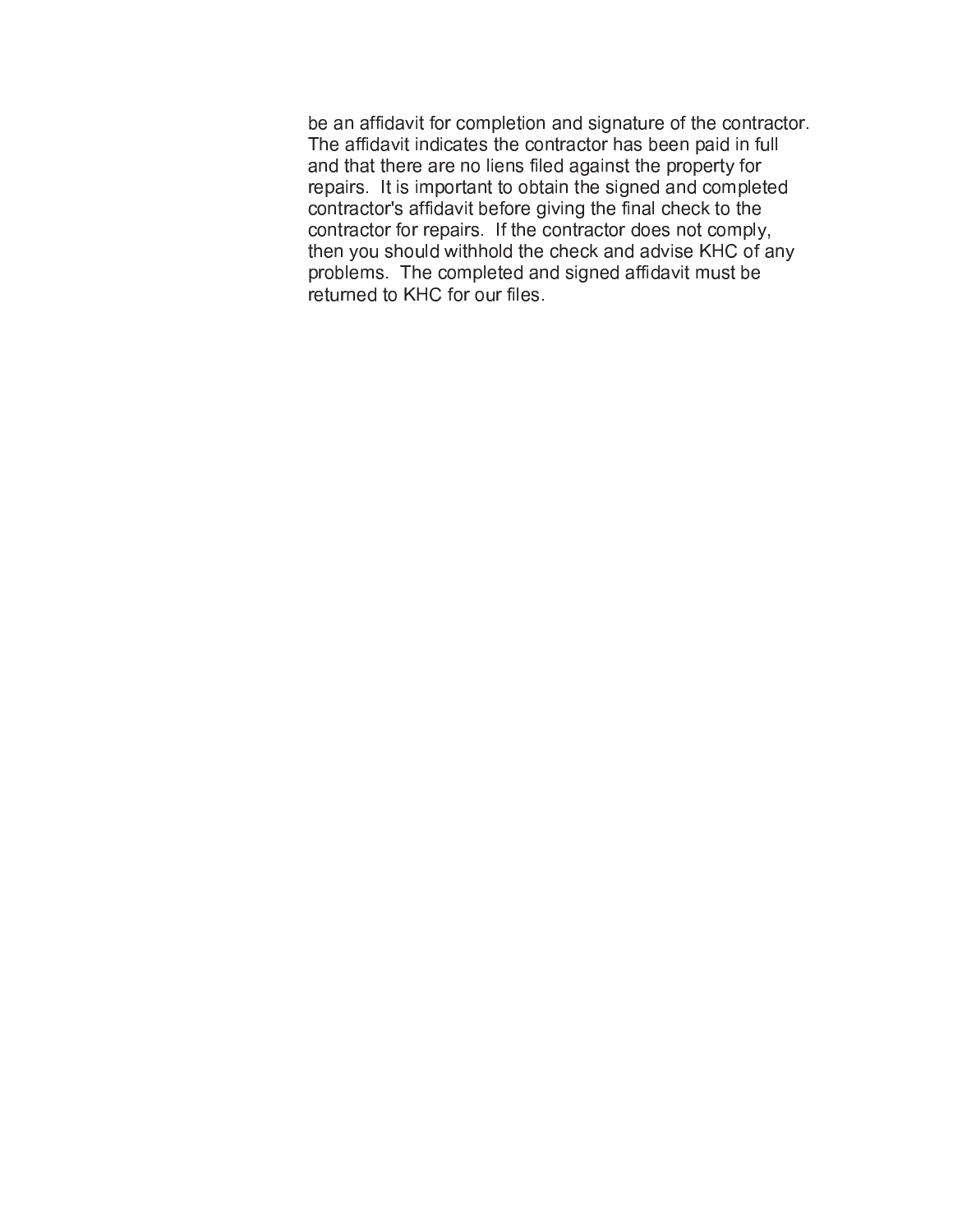be an affidavit for completion and signature of the contractor. The affidavit indicates the contractor has been paid in full and that there are no liens filed against the property for repairs. It is important to obtain the signed and completed contractor's affidavit before giving the final check to the contractor for repairs. If the contractor does not comply, then you should withhold the check and advise KHC of any problems. The completed and signed affidavit must be returned to KHC for our files.